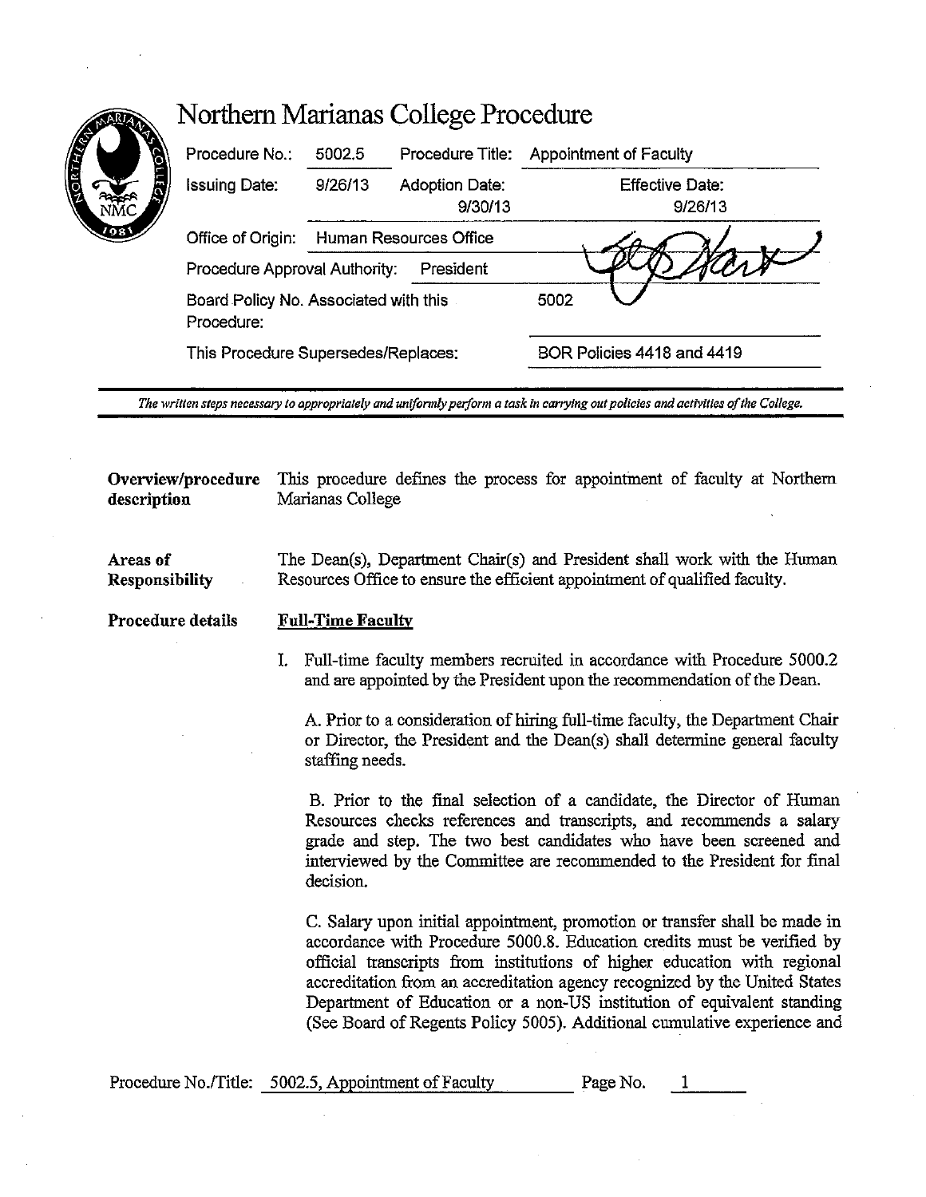# Northern Marianas College Procedure

| | | | |
|---|---|---|---|
| Procedure No.: | 5002.5 | Procedure Title: | Appointment of Faculty |
| Issuing Date: | 9/26/13 | Adoption Date: 9/30/13 | Effective Date: 9/26/13 |
| Office of Origin: | Human Resources Office | | |
| Procedure Approval Authority: | President | | |
| Board Policy No. Associated with this Procedure: | | | 5002 |
| This Procedure Supersedes/Replaces: | | | BOR Policies 4418 and 4419 |

*The written steps necessary to appropriately and uniformly perform a task in carrying out policies and activities of the College.*

**Overview/procedure description**

This procedure defines the process for appointment of faculty at Northern Marianas College

**Areas of Responsibility**

The Dean(s), Department Chair(s) and President shall work with the Human Resources Office to ensure the efficient appointment of qualified faculty.

**Procedure details**

**Full-Time Faculty**

I. Full-time faculty members recruited in accordance with Procedure 5000.2 and are appointed by the President upon the recommendation of the Dean.

A. Prior to a consideration of hiring full-time faculty, the Department Chair or Director, the President and the Dean(s) shall determine general faculty staffing needs.

B. Prior to the final selection of a candidate, the Director of Human Resources checks references and transcripts, and recommends a salary grade and step. The two best candidates who have been screened and interviewed by the Committee are recommended to the President for final decision.

C. Salary upon initial appointment, promotion or transfer shall be made in accordance with Procedure 5000.8. Education credits must be verified by official transcripts from institutions of higher education with regional accreditation from an accreditation agency recognized by the United States Department of Education or a non-US institution of equivalent standing (See Board of Regents Policy 5005). Additional cumulative experience and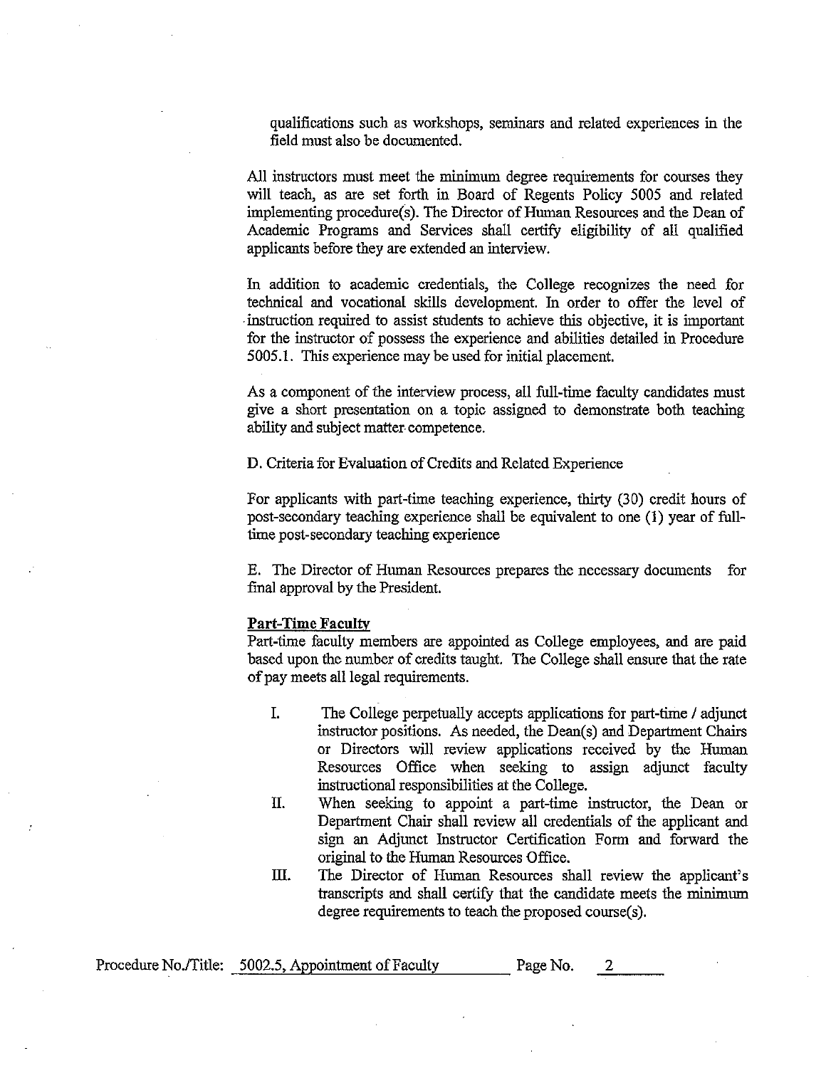qualifications such as workshops, seminars and related experiences in the field must also be documented.

All instructors must meet the minimum degree requirements for courses they will teach, as are set forth in Board of Regents Policy 5005 and related implementing procedure(s). The Director of Human Resources and the Dean of Academic Programs and Services shall certify eligibility of all qualified applicants before they are extended an interview.

In addition to academic credentials, the College recognizes the need for technical and vocational skills development. In order to offer the level of instruction required to assist students to achieve this objective, it is important for the instructor of possess the experience and abilities detailed in Procedure 5005.1. This experience may be used for initial placement.

As a component of the interview process, all full-time faculty candidates must give a short presentation on a topic assigned to demonstrate both teaching ability and subject matter competence.

D. Criteria for Evaluation of Credits and Related Experience

For applicants with part-time teaching experience, thirty (30) credit hours of post-secondary teaching experience shall be equivalent to one (1) year of full-time post-secondary teaching experience

E. The Director of Human Resources prepares the necessary documents for final approval by the President.

**Part-Time Faculty**

Part-time faculty members are appointed as College employees, and are paid based upon the number of credits taught. The College shall ensure that the rate of pay meets all legal requirements.

I. The College perpetually accepts applications for part-time / adjunct instructor positions. As needed, the Dean(s) and Department Chairs or Directors will review applications received by the Human Resources Office when seeking to assign adjunct faculty instructional responsibilities at the College.

II. When seeking to appoint a part-time instructor, the Dean or Department Chair shall review all credentials of the applicant and sign an Adjunct Instructor Certification Form and forward the original to the Human Resources Office.

III. The Director of Human Resources shall review the applicant's transcripts and shall certify that the candidate meets the minimum degree requirements to teach the proposed course(s).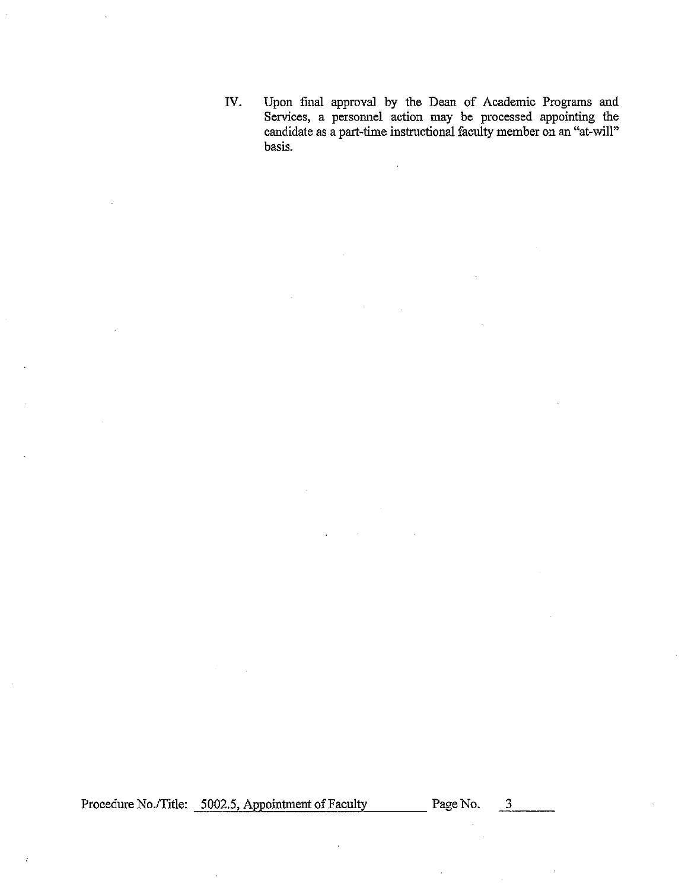IV. Upon final approval by the Dean of Academic Programs and Services, a personnel action may be processed appointing the candidate as a part-time instructional faculty member on an "at-will" basis.